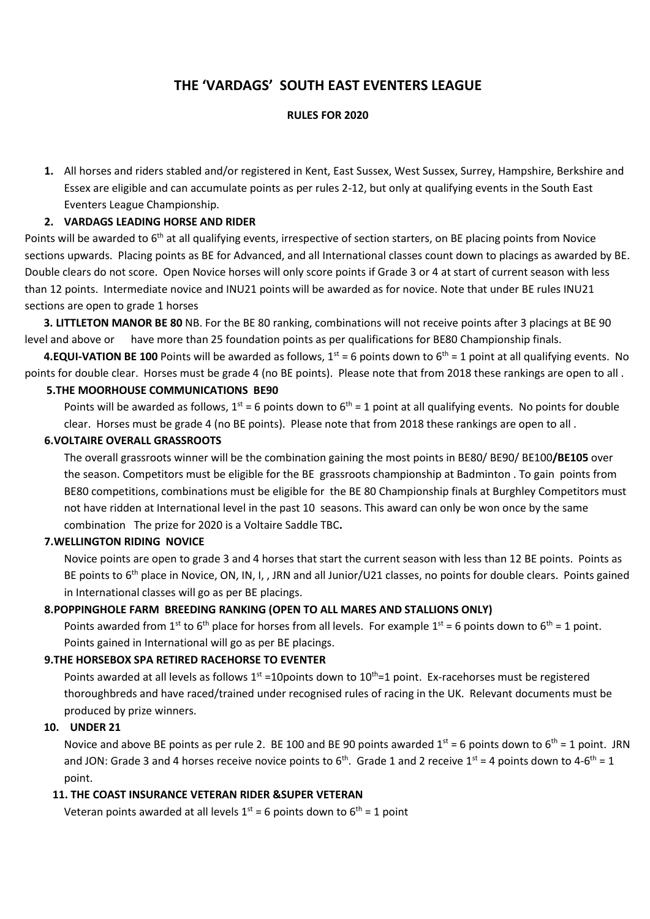# THE 'VARDAGS' SOUTH EAST EVENTERS LEAGUE

**RULES FOR 2020**

1. All horses and riders stabled and/or registered in Kent, East Sussex, West Sussex, Surrey, Hampshire, Berkshire and Essex are eligible and can accumulate points as per rules 2-12, but only at qualifying events in the South East Eventers League Championship.

2. **VARDAGS LEADING HORSE AND RIDER**

Points will be awarded to 6th at all qualifying events, irrespective of section starters, on BE placing points from Novice sections upwards. Placing points as BE for Advanced, and all International classes count down to placings as awarded by BE. Double clears do not score. Open Novice horses will only score points if Grade 3 or 4 at start of current season with less than 12 points. Intermediate novice and INU21 points will be awarded as for novice. Note that under BE rules INU21 sections are open to grade 1 horses

3. **LITTLETON MANOR BE 80** NB. For the BE 80 ranking, combinations will not receive points after 3 placings at BE 90 level and above or have more than 25 foundation points as per qualifications for BE80 Championship finals.

4. **EQUI-VATION BE 100** Points will be awarded as follows, 1st = 6 points down to 6th = 1 point at all qualifying events. No points for double clear. Horses must be grade 4 (no BE points). Please note that from 2018 these rankings are open to all .

5. **THE MOORHOUSE COMMUNICATIONS BE90**

   Points will be awarded as follows, 1st = 6 points down to 6th = 1 point at all qualifying events. No points for double clear. Horses must be grade 4 (no BE points). Please note that from 2018 these rankings are open to all .

6. **VOLTAIRE OVERALL GRASSROOTS**

   The overall grassroots winner will be the combination gaining the most points in BE80/ BE90/ BE100**/BE105** over the season. Competitors must be eligible for the BE grassroots championship at Badminton . To gain points from BE80 competitions, combinations must be eligible for the BE 80 Championship finals at Burghley Competitors must not have ridden at International level in the past 10 seasons. This award can only be won once by the same combination The prize for 2020 is a Voltaire Saddle TBC**.**

7. **WELLINGTON RIDING NOVICE**

   Novice points are open to grade 3 and 4 horses that start the current season with less than 12 BE points. Points as BE points to 6th place in Novice, ON, IN, I, , JRN and all Junior/U21 classes, no points for double clears. Points gained in International classes will go as per BE placings.

8. **POPPINGHOLE FARM BREEDING RANKING (OPEN TO ALL MARES AND STALLIONS ONLY)**

   Points awarded from 1st to 6th place for horses from all levels. For example 1st = 6 points down to 6th = 1 point. Points gained in International will go as per BE placings.

9. **THE HORSEBOX SPA RETIRED RACEHORSE TO EVENTER**

   Points awarded at all levels as follows 1st =10points down to 10th=1 point. Ex-racehorses must be registered thoroughbreds and have raced/trained under recognised rules of racing in the UK. Relevant documents must be produced by prize winners.

10. **UNDER 21**

    Novice and above BE points as per rule 2. BE 100 and BE 90 points awarded 1st = 6 points down to 6th = 1 point. JRN and JON: Grade 3 and 4 horses receive novice points to 6th. Grade 1 and 2 receive 1st = 4 points down to 4-6th = 1 point.

11. **THE COAST INSURANCE VETERAN RIDER &SUPER VETERAN**

    Veteran points awarded at all levels 1st = 6 points down to 6th = 1 point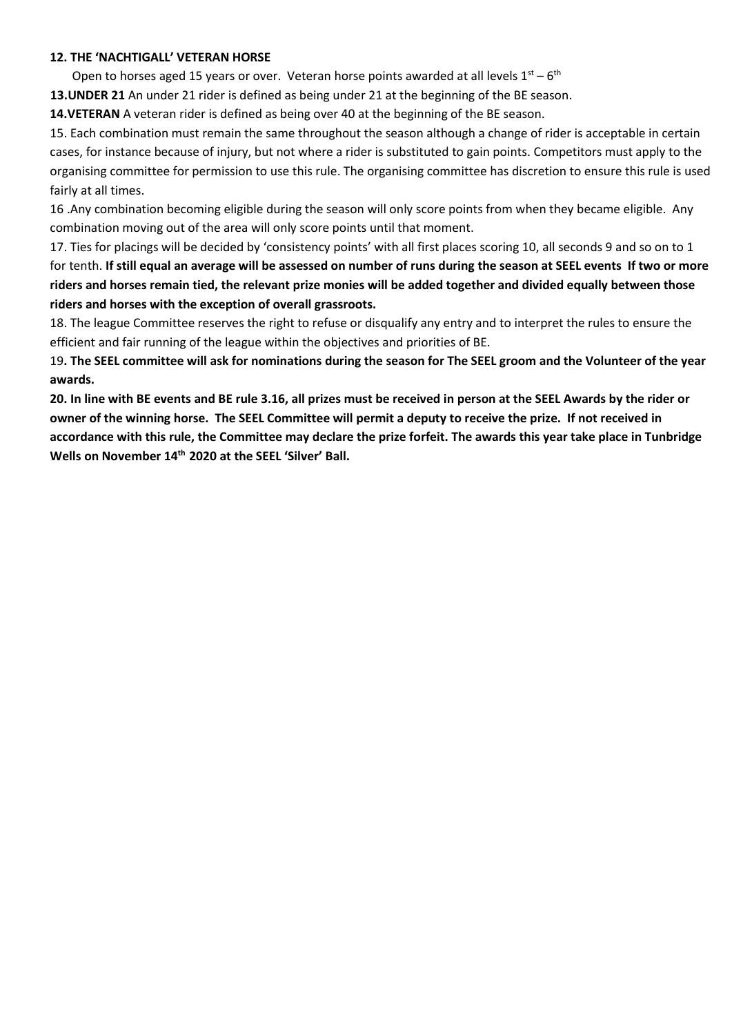**12. THE 'NACHTIGALL' VETERAN HORSE**

Open to horses aged 15 years or over. Veteran horse points awarded at all levels 1st – 6th

**13.UNDER 21** An under 21 rider is defined as being under 21 at the beginning of the BE season.

**14.VETERAN** A veteran rider is defined as being over 40 at the beginning of the BE season.

15. Each combination must remain the same throughout the season although a change of rider is acceptable in certain cases, for instance because of injury, but not where a rider is substituted to gain points. Competitors must apply to the organising committee for permission to use this rule. The organising committee has discretion to ensure this rule is used fairly at all times.

16 .Any combination becoming eligible during the season will only score points from when they became eligible. Any combination moving out of the area will only score points until that moment.

17. Ties for placings will be decided by 'consistency points' with all first places scoring 10, all seconds 9 and so on to 1 for tenth. **If still equal an average will be assessed on number of runs during the season at SEEL events If two or more riders and horses remain tied, the relevant prize monies will be added together and divided equally between those riders and horses with the exception of overall grassroots.**

18. The league Committee reserves the right to refuse or disqualify any entry and to interpret the rules to ensure the efficient and fair running of the league within the objectives and priorities of BE.

19**. The SEEL committee will ask for nominations during the season for The SEEL groom and the Volunteer of the year awards.**

**20. In line with BE events and BE rule 3.16, all prizes must be received in person at the SEEL Awards by the rider or owner of the winning horse. The SEEL Committee will permit a deputy to receive the prize. If not received in accordance with this rule, the Committee may declare the prize forfeit. The awards this year take place in Tunbridge Wells on November 14th 2020 at the SEEL 'Silver' Ball.**